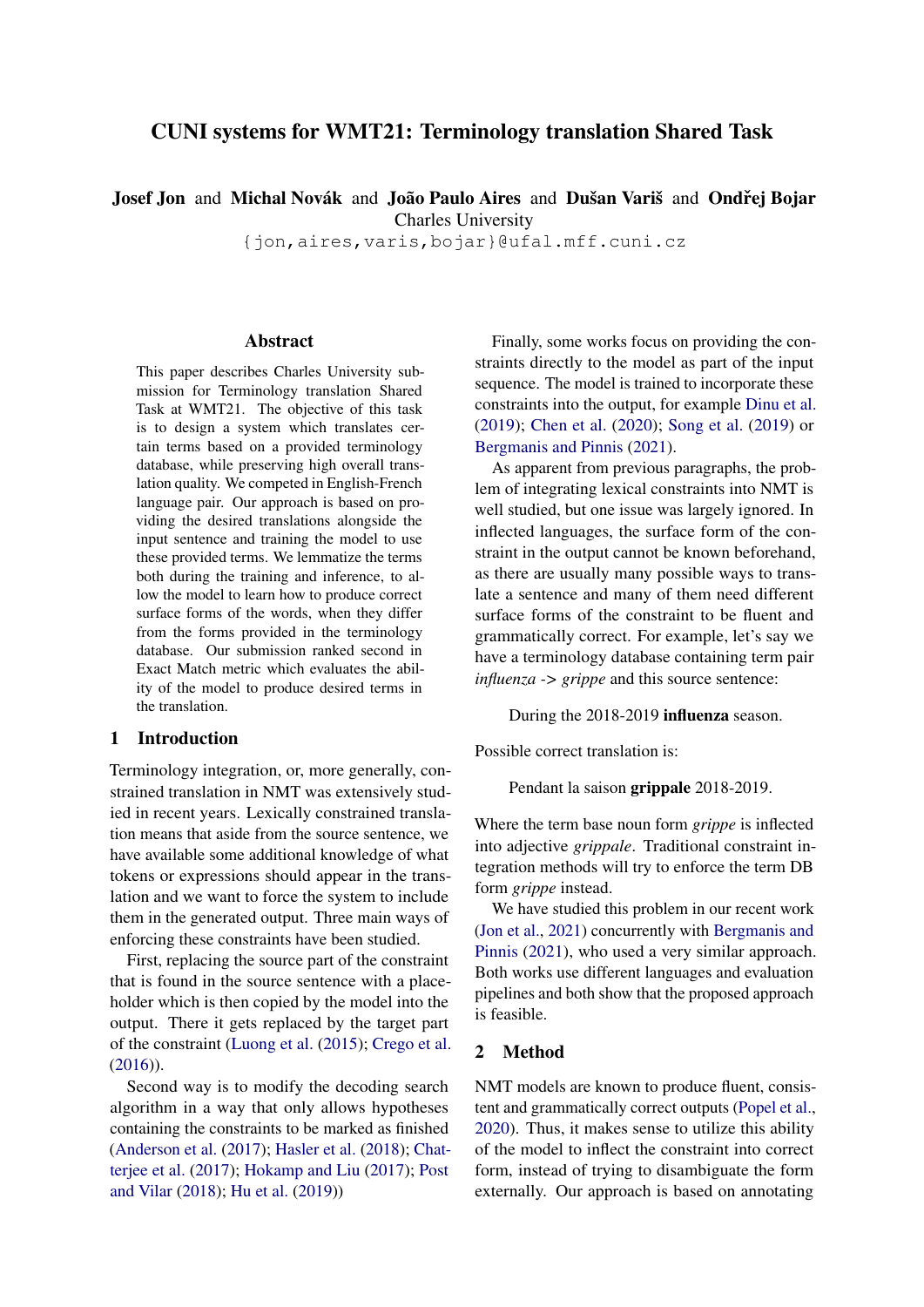# CUNI systems for WMT21: Terminology translation Shared Task

**Josef Jon** and **Michal Novák** and **João Paulo Aires** and **Dušan Variš** and **Ondřej Bojar**
Charles University
{jon,aires,varis,bojar}@ufal.mff.cuni.cz

## Abstract

This paper describes Charles University submission for Terminology translation Shared Task at WMT21. The objective of this task is to design a system which translates certain terms based on a provided terminology database, while preserving high overall translation quality. We competed in English-French language pair. Our approach is based on providing the desired translations alongside the input sentence and training the model to use these provided terms. We lemmatize the terms both during the training and inference, to allow the model to learn how to produce correct surface forms of the words, when they differ from the forms provided in the terminology database. Our submission ranked second in Exact Match metric which evaluates the ability of the model to produce desired terms in the translation.

## 1 Introduction

Terminology integration, or, more generally, constrained translation in NMT was extensively studied in recent years. Lexically constrained translation means that aside from the source sentence, we have available some additional knowledge of what tokens or expressions should appear in the translation and we want to force the system to include them in the generated output. Three main ways of enforcing these constraints have been studied.

First, replacing the source part of the constraint that is found in the source sentence with a placeholder which is then copied by the model into the output. There it gets replaced by the target part of the constraint (Luong et al. (2015); Crego et al. (2016)).

Second way is to modify the decoding search algorithm in a way that only allows hypotheses containing the constraints to be marked as finished (Anderson et al. (2017); Hasler et al. (2018); Chatterjee et al. (2017); Hokamp and Liu (2017); Post and Vilar (2018); Hu et al. (2019))

Finally, some works focus on providing the constraints directly to the model as part of the input sequence. The model is trained to incorporate these constraints into the output, for example Dinu et al. (2019); Chen et al. (2020); Song et al. (2019) or Bergmanis and Pinnis (2021).

As apparent from previous paragraphs, the problem of integrating lexical constraints into NMT is well studied, but one issue was largely ignored. In inflected languages, the surface form of the constraint in the output cannot be known beforehand, as there are usually many possible ways to translate a sentence and many of them need different surface forms of the constraint to be fluent and grammatically correct. For example, let's say we have a terminology database containing term pair *influenza* -> *grippe* and this source sentence:

During the 2018-2019 **influenza** season.

Possible correct translation is:

Pendant la saison **grippale** 2018-2019.

Where the term base noun form *grippe* is inflected into adjective *grippale*. Traditional constraint integration methods will try to enforce the term DB form *grippe* instead.

We have studied this problem in our recent work (Jon et al., 2021) concurrently with Bergmanis and Pinnis (2021), who used a very similar approach. Both works use different languages and evaluation pipelines and both show that the proposed approach is feasible.

## 2 Method

NMT models are known to produce fluent, consistent and grammatically correct outputs (Popel et al., 2020). Thus, it makes sense to utilize this ability of the model to inflect the constraint into correct form, instead of trying to disambiguate the form externally. Our approach is based on annotating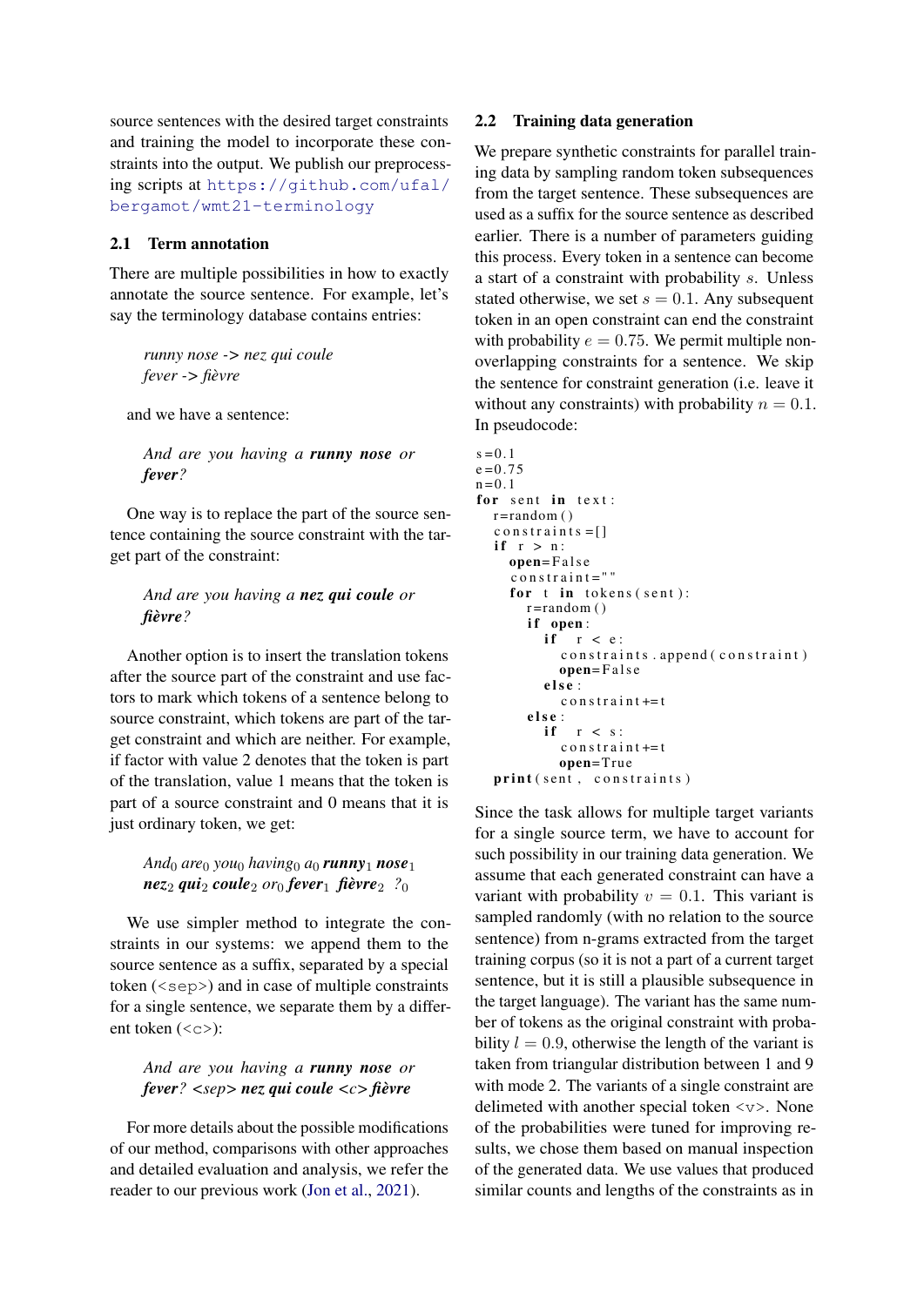source sentences with the desired target constraints and training the model to incorporate these constraints into the output. We publish our preprocessing scripts at https://github.com/ufal/bergamot/wmt21-terminology

### 2.1 Term annotation

There are multiple possibilities in how to exactly annotate the source sentence. For example, let's say the terminology database contains entries:

> *runny nose -> nez qui coule*
> *fever -> fièvre*

and we have a sentence:

> *And are you having a **runny nose** or **fever**?*

One way is to replace the part of the source sentence containing the source constraint with the target part of the constraint:

> *And are you having a **nez qui coule** or **fièvre**?*

Another option is to insert the translation tokens after the source part of the constraint and use factors to mark which tokens of a sentence belong to source constraint, which tokens are part of the target constraint and which are neither. For example, if factor with value 2 denotes that the token is part of the translation, value 1 means that the token is part of a source constraint and 0 means that it is just ordinary token, we get:

> *And*$_0$ *are*$_0$ *you*$_0$ *having*$_0$ *a*$_0$ ***runny***$_1$ ***nose***$_1$ ***nez***$_2$ ***qui***$_2$ ***coule***$_2$ *or*$_0$ ***fever***$_1$ ***fièvre***$_2$ *?*$_0$

We use simpler method to integrate the constraints in our systems: we append them to the source sentence as a suffix, separated by a special token (<sep>) and in case of multiple constraints for a single sentence, we separate them by a different token (<c>):

> *And are you having a **runny nose** or **fever**? <sep> **nez qui coule** <c> **fièvre***

For more details about the possible modifications of our method, comparisons with other approaches and detailed evaluation and analysis, we refer the reader to our previous work (Jon et al., 2021).

### 2.2 Training data generation

We prepare synthetic constraints for parallel training data by sampling random token subsequences from the target sentence. These subsequences are used as a suffix for the source sentence as described earlier. There is a number of parameters guiding this process. Every token in a sentence can become a start of a constraint with probability $s$. Unless stated otherwise, we set $s = 0.1$. Any subsequent token in an open constraint can end the constraint with probability $e = 0.75$. We permit multiple non-overlapping constraints for a sentence. We skip the sentence for constraint generation (i.e. leave it without any constraints) with probability $n = 0.1$. In pseudocode:

```
s=0.1
e=0.75
n=0.1
for sent in text:
  r=random()
  constraints=[]
  if r > n:
    open=False
    constraint=""
    for t in tokens(sent):
      r=random()
      if open:
        if r < e:
          constraints.append(constraint)
          open=False
        else:
          constraint+=t
      else:
        if r < s:
          constraint+=t
          open=True
  print(sent, constraints)
```

Since the task allows for multiple target variants for a single source term, we have to account for such possibility in our training data generation. We assume that each generated constraint can have a variant with probability $v = 0.1$. This variant is sampled randomly (with no relation to the source sentence) from n-grams extracted from the target training corpus (so it is not a part of a current target sentence, but it is still a plausible subsequence in the target language). The variant has the same number of tokens as the original constraint with probability $l = 0.9$, otherwise the length of the variant is taken from triangular distribution between 1 and 9 with mode 2. The variants of a single constraint are delimeted with another special token <v>. None of the probabilities were tuned for improving results, we chose them based on manual inspection of the generated data. We use values that produced similar counts and lengths of the constraints as in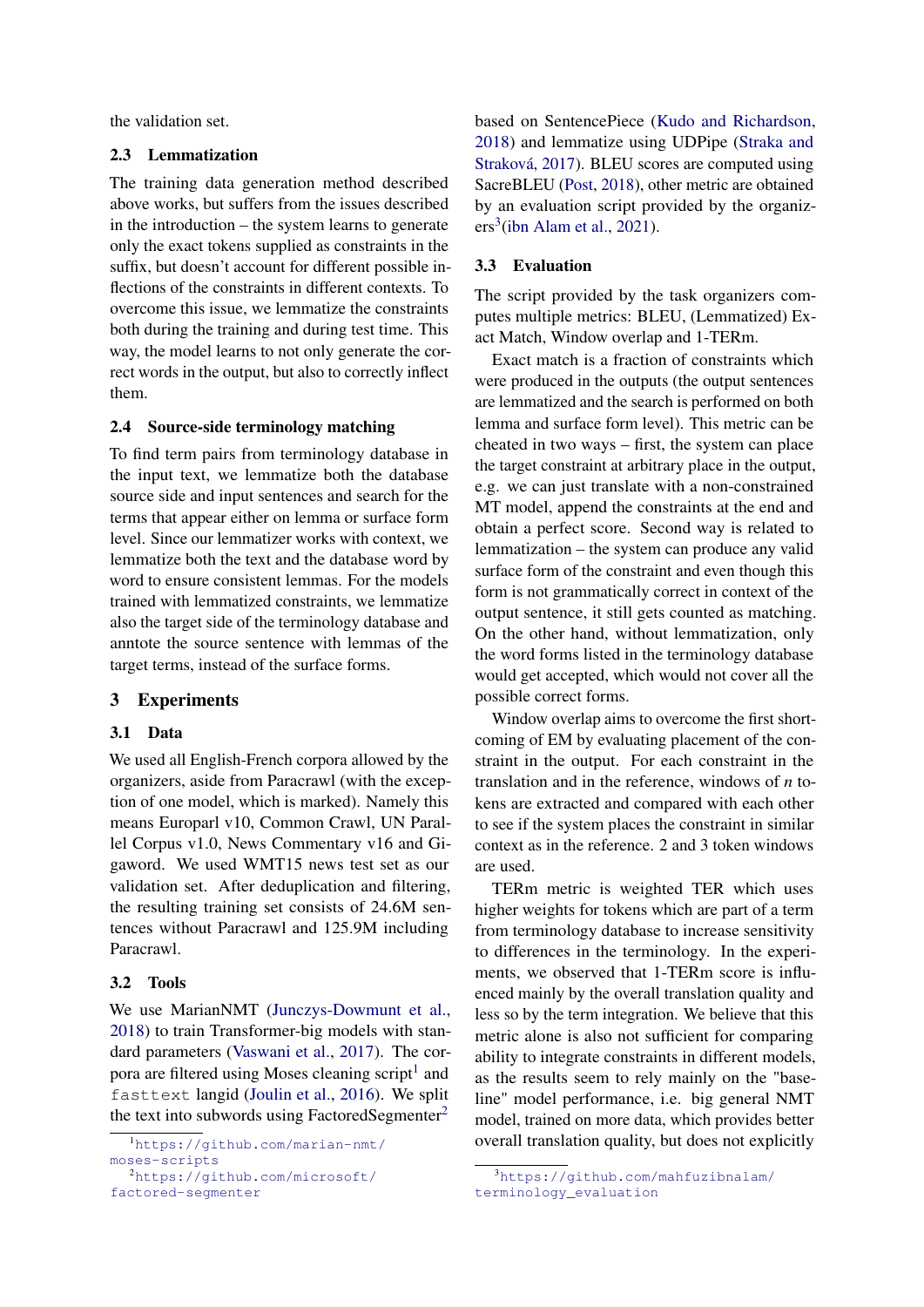the validation set.

### 2.3 Lemmatization

The training data generation method described above works, but suffers from the issues described in the introduction – the system learns to generate only the exact tokens supplied as constraints in the suffix, but doesn't account for different possible inflections of the constraints in different contexts. To overcome this issue, we lemmatize the constraints both during the training and during test time. This way, the model learns to not only generate the correct words in the output, but also to correctly inflect them.

### 2.4 Source-side terminology matching

To find term pairs from terminology database in the input text, we lemmatize both the database source side and input sentences and search for the terms that appear either on lemma or surface form level. Since our lemmatizer works with context, we lemmatize both the text and the database word by word to ensure consistent lemmas. For the models trained with lemmatized constraints, we lemmatize also the target side of the terminology database and anntote the source sentence with lemmas of the target terms, instead of the surface forms.

## 3 Experiments

### 3.1 Data

We used all English-French corpora allowed by the organizers, aside from Paracrawl (with the exception of one model, which is marked). Namely this means Europarl v10, Common Crawl, UN Parallel Corpus v1.0, News Commentary v16 and Gigaword. We used WMT15 news test set as our validation set. After deduplication and filtering, the resulting training set consists of 24.6M sentences without Paracrawl and 125.9M including Paracrawl.

### 3.2 Tools

We use MarianNMT (Junczys-Dowmunt et al., 2018) to train Transformer-big models with standard parameters (Vaswani et al., 2017). The corpora are filtered using Moses cleaning script[1] and `fasttext` langid (Joulin et al., 2016). We split the text into subwords using FactoredSegmenter[2] based on SentencePiece (Kudo and Richardson, 2018) and lemmatize using UDPipe (Straka and Straková, 2017). BLEU scores are computed using SacreBLEU (Post, 2018), other metric are obtained by an evaluation script provided by the organizers[3](ibn Alam et al., 2021).

### 3.3 Evaluation

The script provided by the task organizers computes multiple metrics: BLEU, (Lemmatized) Exact Match, Window overlap and 1-TERm.

Exact match is a fraction of constraints which were produced in the outputs (the output sentences are lemmatized and the search is performed on both lemma and surface form level). This metric can be cheated in two ways – first, the system can place the target constraint at arbitrary place in the output, e.g. we can just translate with a non-constrained MT model, append the constraints at the end and obtain a perfect score. Second way is related to lemmatization – the system can produce any valid surface form of the constraint and even though this form is not grammatically correct in context of the output sentence, it still gets counted as matching. On the other hand, without lemmatization, only the word forms listed in the terminology database would get accepted, which would not cover all the possible correct forms.

Window overlap aims to overcome the first shortcoming of EM by evaluating placement of the constraint in the output. For each constraint in the translation and in the reference, windows of *n* tokens are extracted and compared with each other to see if the system places the constraint in similar context as in the reference. 2 and 3 token windows are used.

TERm metric is weighted TER which uses higher weights for tokens which are part of a term from terminology database to increase sensitivity to differences in the terminology. In the experiments, we observed that 1-TERm score is influenced mainly by the overall translation quality and less so by the term integration. We believe that this metric alone is also not sufficient for comparing ability to integrate constraints in different models, as the results seem to rely mainly on the "baseline" model performance, i.e. big general NMT model, trained on more data, which provides better overall translation quality, but does not explicitly

[1] https://github.com/marian-nmt/moses-scripts

[2] https://github.com/microsoft/factored-segmenter

[3] https://github.com/mahfuzibnalam/terminology_evaluation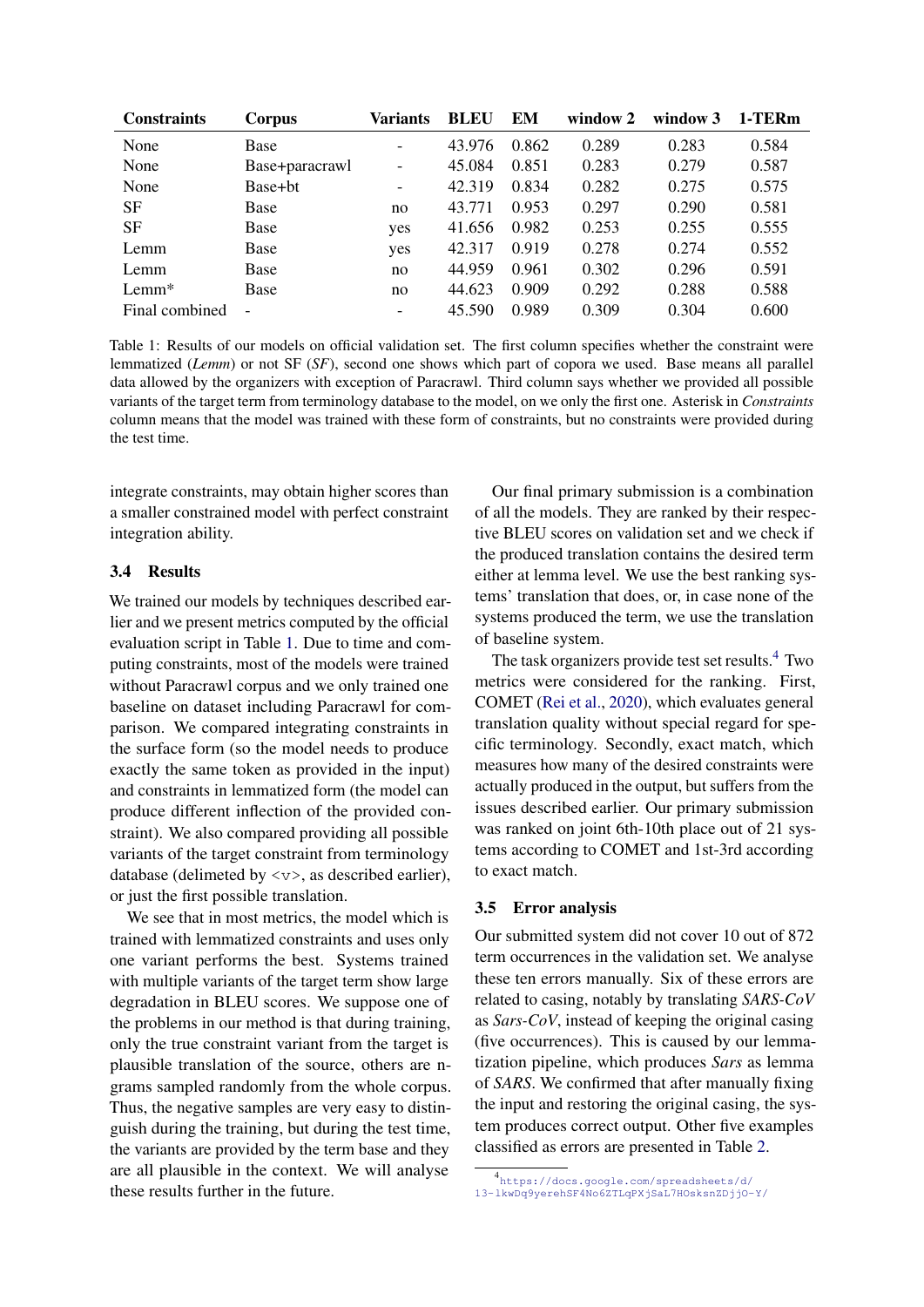| Constraints | Corpus | Variants | BLEU | EM | window 2 | window 3 | 1-TERm |
|---|---|---|---|---|---|---|---|
| None | Base | - | 43.976 | 0.862 | 0.289 | 0.283 | 0.584 |
| None | Base+paracrawl | - | 45.084 | 0.851 | 0.283 | 0.279 | 0.587 |
| None | Base+bt | - | 42.319 | 0.834 | 0.282 | 0.275 | 0.575 |
| SF | Base | no | 43.771 | 0.953 | 0.297 | 0.290 | 0.581 |
| SF | Base | yes | 41.656 | 0.982 | 0.253 | 0.255 | 0.555 |
| Lemm | Base | yes | 42.317 | 0.919 | 0.278 | 0.274 | 0.552 |
| Lemm | Base | no | 44.959 | 0.961 | 0.302 | 0.296 | 0.591 |
| Lemm* | Base | no | 44.623 | 0.909 | 0.292 | 0.288 | 0.588 |
| Final combined | - | - | 45.590 | 0.989 | 0.309 | 0.304 | 0.600 |

Table 1: Results of our models on official validation set. The first column specifies whether the constraint were lemmatized (*Lemm*) or not SF (*SF*), second one shows which part of copora we used. Base means all parallel data allowed by the organizers with exception of Paracrawl. Third column says whether we provided all possible variants of the target term from terminology database to the model, on we only the first one. Asterisk in *Constraints* column means that the model was trained with these form of constraints, but no constraints were provided during the test time.

integrate constraints, may obtain higher scores than a smaller constrained model with perfect constraint integration ability.

### 3.4 Results

We trained our models by techniques described earlier and we present metrics computed by the official evaluation script in Table 1. Due to time and computing constraints, most of the models were trained without Paracrawl corpus and we only trained one baseline on dataset including Paracrawl for comparison. We compared integrating constraints in the surface form (so the model needs to produce exactly the same token as provided in the input) and constraints in lemmatized form (the model can produce different inflection of the provided constraint). We also compared providing all possible variants of the target constraint from terminology database (delimeted by <v>, as described earlier), or just the first possible translation.

We see that in most metrics, the model which is trained with lemmatized constraints and uses only one variant performs the best. Systems trained with multiple variants of the target term show large degradation in BLEU scores. We suppose one of the problems in our method is that during training, only the true constraint variant from the target is plausible translation of the source, others are n-grams sampled randomly from the whole corpus. Thus, the negative samples are very easy to distinguish during the training, but during the test time, the variants are provided by the term base and they are all plausible in the context. We will analyse these results further in the future.

Our final primary submission is a combination of all the models. They are ranked by their respective BLEU scores on validation set and we check if the produced translation contains the desired term either at lemma level. We use the best ranking systems' translation that does, or, in case none of the systems produced the term, we use the translation of baseline system.

The task organizers provide test set results.[4] Two metrics were considered for the ranking. First, COMET (Rei et al., 2020), which evaluates general translation quality without special regard for specific terminology. Secondly, exact match, which measures how many of the desired constraints were actually produced in the output, but suffers from the issues described earlier. Our primary submission was ranked on joint 6th-10th place out of 21 systems according to COMET and 1st-3rd according to exact match.

### 3.5 Error analysis

Our submitted system did not cover 10 out of 872 term occurrences in the validation set. We analyse these ten errors manually. Six of these errors are related to casing, notably by translating *SARS-CoV* as *Sars-CoV*, instead of keeping the original casing (five occurrences). This is caused by our lemmatization pipeline, which produces *Sars* as lemma of *SARS*. We confirmed that after manually fixing the input and restoring the original casing, the system produces correct output. Other five examples classified as errors are presented in Table 2.

[4] https://docs.google.com/spreadsheets/d/13-1kwDq9yerehSF4No6ZTLqPXjSaL7HOsksnZDjjO-Y/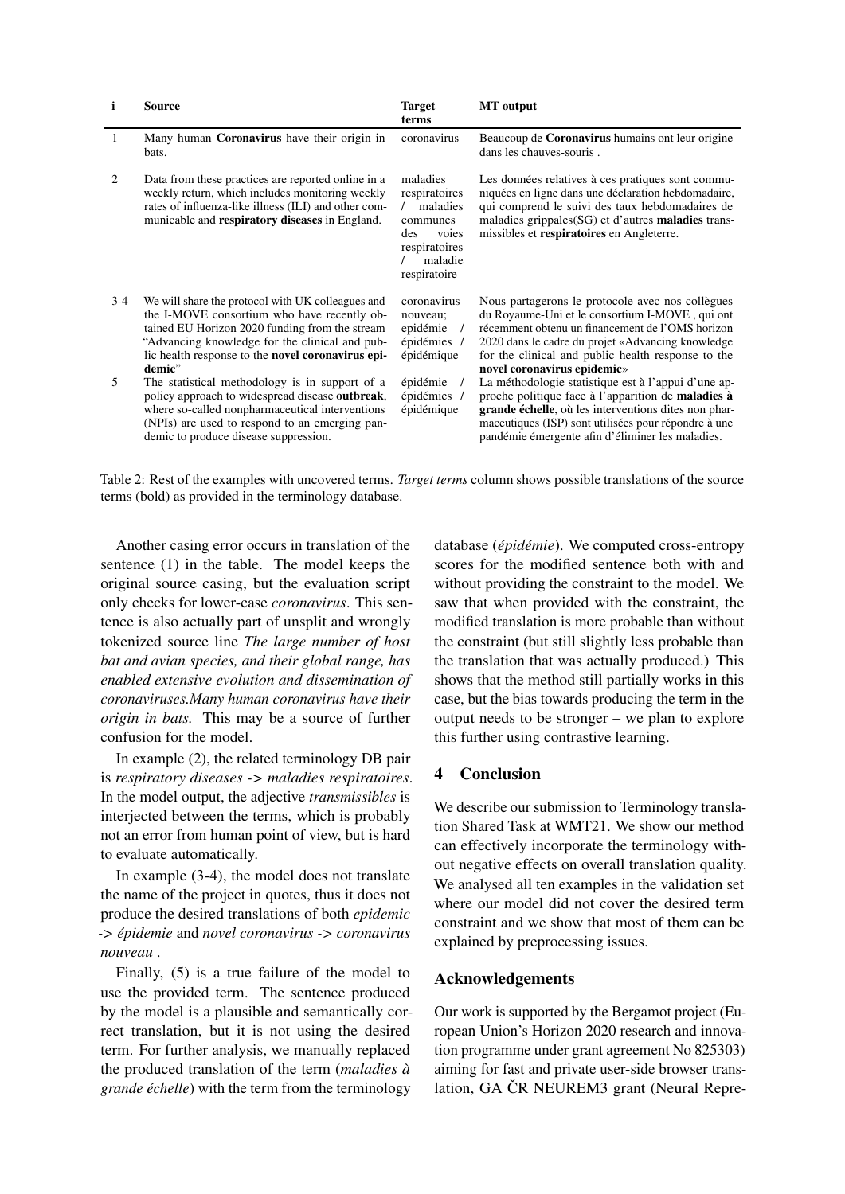| i | Source | Target terms | MT output |
|---|---|---|---|
| 1 | Many human **Coronavirus** have their origin in bats. | coronavirus | Beaucoup de **Coronavirus** humains ont leur origine dans les chauves-souris . |
| 2 | Data from these practices are reported online in a weekly return, which includes monitoring weekly rates of influenza-like illness (ILI) and other communicable and **respiratory diseases** in England. | maladies respiratoires / maladies communes des voies respiratoires / maladie respiratoire | Les données relatives à ces pratiques sont communiquées en ligne dans une déclaration hebdomadaire, qui comprend le suivi des taux hebdomadaires de maladies grippales(SG) et d'autres **maladies** transmissibles et **respiratoires** en Angleterre. |
| 3-4 | We will share the protocol with UK colleagues and the I-MOVE consortium who have recently obtained EU Horizon 2020 funding from the stream "Advancing knowledge for the clinical and public health response to the **novel coronavirus epidemic**" | coronavirus nouveau; epidémie / épidémies / épidémique | Nous partagerons le protocole avec nos collègues du Royaume-Uni et le consortium I-MOVE , qui ont récemment obtenu un financement de l'OMS horizon 2020 dans le cadre du projet «Advancing knowledge for the clinical and public health response to the **novel coronavirus epidemic**» |
| 5 | The statistical methodology is in support of a policy approach to widespread disease **outbreak**, where so-called nonpharmaceutical interventions (NPIs) are used to respond to an emerging pandemic to produce disease suppression. | épidémie / épidémies / épidémique | La méthodologie statistique est à l'appui d'une approche politique face à l'apparition de **maladies à grande échelle**, où les interventions dites non pharmaceutiques (ISP) sont utilisées pour répondre à une pandémie émergente afin d'éliminer les maladies. |

Table 2: Rest of the examples with uncovered terms. *Target terms* column shows possible translations of the source terms (bold) as provided in the terminology database.

Another casing error occurs in translation of the sentence (1) in the table. The model keeps the original source casing, but the evaluation script only checks for lower-case *coronavirus*. This sentence is also actually part of unsplit and wrongly tokenized source line *The large number of host bat and avian species, and their global range, has enabled extensive evolution and dissemination of coronaviruses.Many human coronavirus have their origin in bats.* This may be a source of further confusion for the model.

In example (2), the related terminology DB pair is *respiratory diseases -> maladies respiratoires*. In the model output, the adjective *transmissibles* is interjected between the terms, which is probably not an error from human point of view, but is hard to evaluate automatically.

In example (3-4), the model does not translate the name of the project in quotes, thus it does not produce the desired translations of both *epidemic -> épidemie* and *novel coronavirus -> coronavirus nouveau* .

Finally, (5) is a true failure of the model to use the provided term. The sentence produced by the model is a plausible and semantically correct translation, but it is not using the desired term. For further analysis, we manually replaced the produced translation of the term (*maladies à grande échelle*) with the term from the terminology database (*épidémie*). We computed cross-entropy scores for the modified sentence both with and without providing the constraint to the model. We saw that when provided with the constraint, the modified translation is more probable than without the constraint (but still slightly less probable than the translation that was actually produced.) This shows that the method still partially works in this case, but the bias towards producing the term in the output needs to be stronger – we plan to explore this further using contrastive learning.

## 4 Conclusion

We describe our submission to Terminology translation Shared Task at WMT21. We show our method can effectively incorporate the terminology without negative effects on overall translation quality. We analysed all ten examples in the validation set where our model did not cover the desired term constraint and we show that most of them can be explained by preprocessing issues.

## Acknowledgements

Our work is supported by the Bergamot project (European Union's Horizon 2020 research and innovation programme under grant agreement No 825303) aiming for fast and private user-side browser translation, GA ČR NEUREM3 grant (Neural Repre-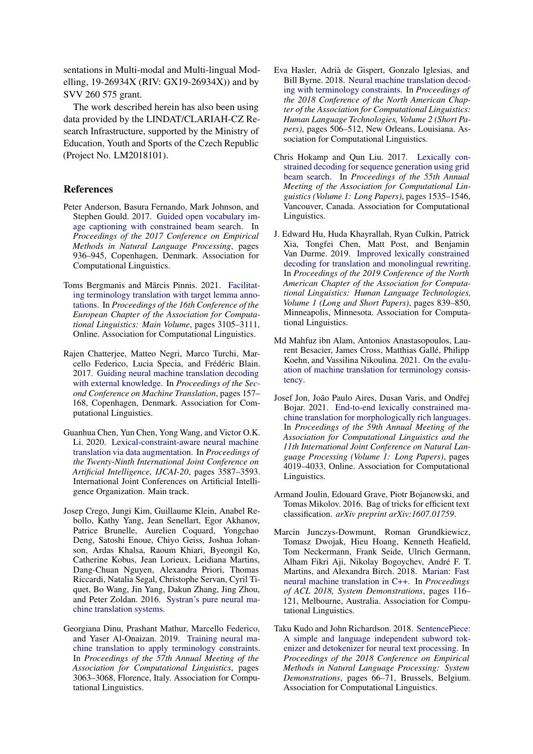sentations in Multi-modal and Multi-lingual Modelling, 19-26934X (RIV: GX19-26934X)) and by SVV 260 575 grant.

The work described herein has also been using data provided by the LINDAT/CLARIAH-CZ Research Infrastructure, supported by the Ministry of Education, Youth and Sports of the Czech Republic (Project No. LM2018101).

## References

Peter Anderson, Basura Fernando, Mark Johnson, and Stephen Gould. 2017. Guided open vocabulary image captioning with constrained beam search. In *Proceedings of the 2017 Conference on Empirical Methods in Natural Language Processing*, pages 936–945, Copenhagen, Denmark. Association for Computational Linguistics.

Toms Bergmanis and Mārcis Pinnis. 2021. Facilitating terminology translation with target lemma annotations. In *Proceedings of the 16th Conference of the European Chapter of the Association for Computational Linguistics: Main Volume*, pages 3105–3111, Online. Association for Computational Linguistics.

Rajen Chatterjee, Matteo Negri, Marco Turchi, Marcello Federico, Lucia Specia, and Frédéric Blain. 2017. Guiding neural machine translation decoding with external knowledge. In *Proceedings of the Second Conference on Machine Translation*, pages 157–168, Copenhagen, Denmark. Association for Computational Linguistics.

Guanhua Chen, Yun Chen, Yong Wang, and Victor O.K. Li. 2020. Lexical-constraint-aware neural machine translation via data augmentation. In *Proceedings of the Twenty-Ninth International Joint Conference on Artificial Intelligence, IJCAI-20*, pages 3587–3593. International Joint Conferences on Artificial Intelligence Organization. Main track.

Josep Crego, Jungi Kim, Guillaume Klein, Anabel Rebollo, Kathy Yang, Jean Senellart, Egor Akhanov, Patrice Brunelle, Aurelien Coquard, Yongchao Deng, Satoshi Enoue, Chiyo Geiss, Joshua Johanson, Ardas Khalsa, Raoum Khiari, Byeongil Ko, Catherine Kobus, Jean Lorieux, Leidiana Martins, Dang-Chuan Nguyen, Alexandra Priori, Thomas Riccardi, Natalia Segal, Christophe Servan, Cyril Tiquet, Bo Wang, Jin Yang, Dakun Zhang, Jing Zhou, and Peter Zoldan. 2016. Systran's pure neural machine translation systems.

Georgiana Dinu, Prashant Mathur, Marcello Federico, and Yaser Al-Onaizan. 2019. Training neural machine translation to apply terminology constraints. In *Proceedings of the 57th Annual Meeting of the Association for Computational Linguistics*, pages 3063–3068, Florence, Italy. Association for Computational Linguistics.

Eva Hasler, Adrià de Gispert, Gonzalo Iglesias, and Bill Byrne. 2018. Neural machine translation decoding with terminology constraints. In *Proceedings of the 2018 Conference of the North American Chapter of the Association for Computational Linguistics: Human Language Technologies, Volume 2 (Short Papers)*, pages 506–512, New Orleans, Louisiana. Association for Computational Linguistics.

Chris Hokamp and Qun Liu. 2017. Lexically constrained decoding for sequence generation using grid beam search. In *Proceedings of the 55th Annual Meeting of the Association for Computational Linguistics (Volume 1: Long Papers)*, pages 1535–1546, Vancouver, Canada. Association for Computational Linguistics.

J. Edward Hu, Huda Khayrallah, Ryan Culkin, Patrick Xia, Tongfei Chen, Matt Post, and Benjamin Van Durme. 2019. Improved lexically constrained decoding for translation and monolingual rewriting. In *Proceedings of the 2019 Conference of the North American Chapter of the Association for Computational Linguistics: Human Language Technologies, Volume 1 (Long and Short Papers)*, pages 839–850, Minneapolis, Minnesota. Association for Computational Linguistics.

Md Mahfuz ibn Alam, Antonios Anastasopoulos, Laurent Besacier, James Cross, Matthias Gallé, Philipp Koehn, and Vassilina Nikoulina. 2021. On the evaluation of machine translation for terminology consistency.

Josef Jon, João Paulo Aires, Dusan Varis, and Ondřej Bojar. 2021. End-to-end lexically constrained machine translation for morphologically rich languages. In *Proceedings of the 59th Annual Meeting of the Association for Computational Linguistics and the 11th International Joint Conference on Natural Language Processing (Volume 1: Long Papers)*, pages 4019–4033, Online. Association for Computational Linguistics.

Armand Joulin, Edouard Grave, Piotr Bojanowski, and Tomas Mikolov. 2016. Bag of tricks for efficient text classification. *arXiv preprint arXiv:1607.01759*.

Marcin Junczys-Dowmunt, Roman Grundkiewicz, Tomasz Dwojak, Hieu Hoang, Kenneth Heafield, Tom Neckermann, Frank Seide, Ulrich Germann, Alham Fikri Aji, Nikolay Bogoychev, André F. T. Martins, and Alexandra Birch. 2018. Marian: Fast neural machine translation in C++. In *Proceedings of ACL 2018, System Demonstrations*, pages 116–121, Melbourne, Australia. Association for Computational Linguistics.

Taku Kudo and John Richardson. 2018. SentencePiece: A simple and language independent subword tokenizer and detokenizer for neural text processing. In *Proceedings of the 2018 Conference on Empirical Methods in Natural Language Processing: System Demonstrations*, pages 66–71, Brussels, Belgium. Association for Computational Linguistics.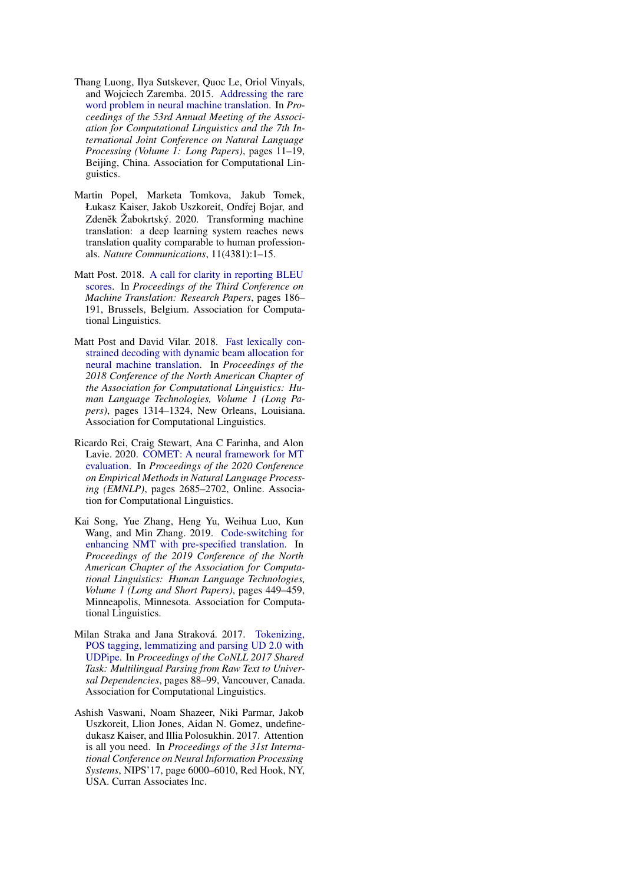Thang Luong, Ilya Sutskever, Quoc Le, Oriol Vinyals, and Wojciech Zaremba. 2015. Addressing the rare word problem in neural machine translation. In *Proceedings of the 53rd Annual Meeting of the Association for Computational Linguistics and the 7th International Joint Conference on Natural Language Processing (Volume 1: Long Papers)*, pages 11–19, Beijing, China. Association for Computational Linguistics.

Martin Popel, Marketa Tomkova, Jakub Tomek, Łukasz Kaiser, Jakob Uszkoreit, Ondřej Bojar, and Zdeněk Žabokrtský. 2020. Transforming machine translation: a deep learning system reaches news translation quality comparable to human professionals. *Nature Communications*, 11(4381):1–15.

Matt Post. 2018. A call for clarity in reporting BLEU scores. In *Proceedings of the Third Conference on Machine Translation: Research Papers*, pages 186–191, Brussels, Belgium. Association for Computational Linguistics.

Matt Post and David Vilar. 2018. Fast lexically constrained decoding with dynamic beam allocation for neural machine translation. In *Proceedings of the 2018 Conference of the North American Chapter of the Association for Computational Linguistics: Human Language Technologies, Volume 1 (Long Papers)*, pages 1314–1324, New Orleans, Louisiana. Association for Computational Linguistics.

Ricardo Rei, Craig Stewart, Ana C Farinha, and Alon Lavie. 2020. COMET: A neural framework for MT evaluation. In *Proceedings of the 2020 Conference on Empirical Methods in Natural Language Processing (EMNLP)*, pages 2685–2702, Online. Association for Computational Linguistics.

Kai Song, Yue Zhang, Heng Yu, Weihua Luo, Kun Wang, and Min Zhang. 2019. Code-switching for enhancing NMT with pre-specified translation. In *Proceedings of the 2019 Conference of the North American Chapter of the Association for Computational Linguistics: Human Language Technologies, Volume 1 (Long and Short Papers)*, pages 449–459, Minneapolis, Minnesota. Association for Computational Linguistics.

Milan Straka and Jana Straková. 2017. Tokenizing, POS tagging, lemmatizing and parsing UD 2.0 with UDPipe. In *Proceedings of the CoNLL 2017 Shared Task: Multilingual Parsing from Raw Text to Universal Dependencies*, pages 88–99, Vancouver, Canada. Association for Computational Linguistics.

Ashish Vaswani, Noam Shazeer, Niki Parmar, Jakob Uszkoreit, Llion Jones, Aidan N. Gomez, undefinedukasz Kaiser, and Illia Polosukhin. 2017. Attention is all you need. In *Proceedings of the 31st International Conference on Neural Information Processing Systems*, NIPS'17, page 6000–6010, Red Hook, NY, USA. Curran Associates Inc.